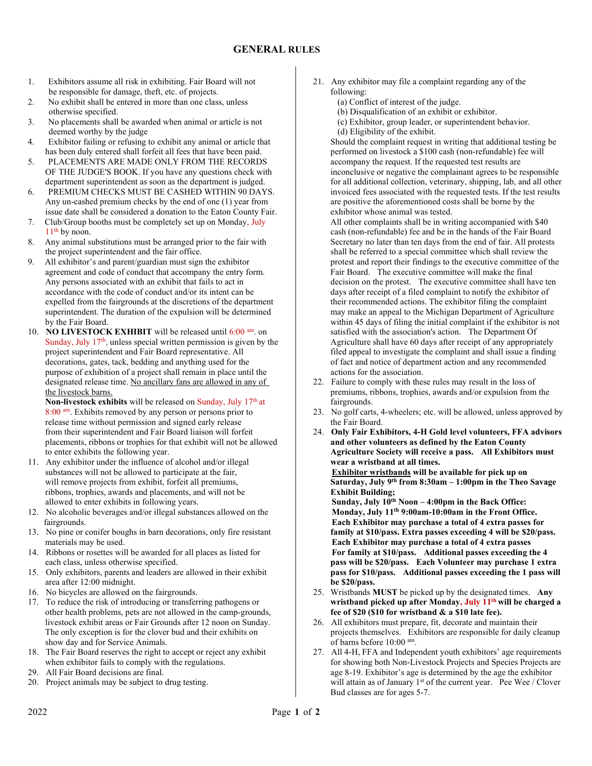## GENERAL RULES

1. Exhibitors assume all risk in exhibiting. Fair Board will not be responsible for damage, theft, etc. of projects.
2. No exhibit shall be entered in more than one class, unless otherwise specified.
3. No placements shall be awarded when animal or article is not deemed worthy by the judge
4. Exhibitor failing or refusing to exhibit any animal or article that has been duly entered shall forfeit all fees that have been paid.
5. PLACEMENTS ARE MADE ONLY FROM THE RECORDS OF THE JUDGE'S BOOK. If you have any questions check with department superintendent as soon as the department is judged.
6. PREMIUM CHECKS MUST BE CASHED WITHIN 90 DAYS. Any un-cashed premium checks by the end of one (1) year from issue date shall be considered a donation to the Eaton County Fair.
7. Club/Group booths must be completely set up on Monday, July 11th by noon.
8. Any animal substitutions must be arranged prior to the fair with the project superintendent and the fair office.
9. All exhibitor's and parent/guardian must sign the exhibitor agreement and code of conduct that accompany the entry form. Any persons associated with an exhibit that fails to act in accordance with the code of conduct and/or its intent can be expelled from the fairgrounds at the discretions of the department superintendent. The duration of the expulsion will be determined by the Fair Board.
10. **NO LIVESTOCK EXHIBIT** will be released until 6:00 am. on Sunday, July 17th, unless special written permission is given by the project superintendent and Fair Board representative. All decorations, gates, tack, bedding and anything used for the purpose of exhibition of a project shall remain in place until the designated release time. <u>No ancillary fans are allowed in any of the livestock barns.</u>

    **Non-livestock exhibits** will be released on Sunday, July 17th at 8:00 am. Exhibits removed by any person or persons prior to release time without permission and signed early release from their superintendent and Fair Board liaison will forfeit placements, ribbons or trophies for that exhibit will not be allowed to enter exhibits the following year.
11. Any exhibitor under the influence of alcohol and/or illegal substances will not be allowed to participate at the fair, will remove projects from exhibit, forfeit all premiums, ribbons, trophies, awards and placements, and will not be allowed to enter exhibits in following years.
12. No alcoholic beverages and/or illegal substances allowed on the fairgrounds.
13. No pine or conifer boughs in barn decorations, only fire resistant materials may be used.
14. Ribbons or rosettes will be awarded for all places as listed for each class, unless otherwise specified.
15. Only exhibitors, parents and leaders are allowed in their exhibit area after 12:00 midnight.
16. No bicycles are allowed on the fairgrounds.
17. To reduce the risk of introducing or transferring pathogens or other health problems, pets are not allowed in the camp-grounds, livestock exhibit areas or Fair Grounds after 12 noon on Sunday. The only exception is for the clover bud and their exhibits on show day and for Service Animals.
18. The Fair Board reserves the right to accept or reject any exhibit when exhibitor fails to comply with the regulations.
29. All Fair Board decisions are final.
20. Project animals may be subject to drug testing.
21. Any exhibitor may file a complaint regarding any of the following:
    (a) Conflict of interest of the judge.
    (b) Disqualification of an exhibit or exhibitor.
    (c) Exhibitor, group leader, or superintendent behavior.
    (d) Eligibility of the exhibit.

    Should the complaint request in writing that additional testing be performed on livestock a $100 cash (non-refundable) fee will accompany the request. If the requested test results are inconclusive or negative the complainant agrees to be responsible for all additional collection, veterinary, shipping, lab, and all other invoiced fees associated with the requested tests. If the test results are positive the aforementioned costs shall be borne by the exhibitor whose animal was tested.

    All other complaints shall be in writing accompanied with $40 cash (non-refundable) fee and be in the hands of the Fair Board Secretary no later than ten days from the end of fair. All protests shall be referred to a special committee which shall review the protest and report their findings to the executive committee of the Fair Board. The executive committee will make the final decision on the protest. The executive committee shall have ten days after receipt of a filed complaint to notify the exhibitor of their recommended actions. The exhibitor filing the complaint may make an appeal to the Michigan Department of Agriculture within 45 days of filing the initial complaint if the exhibitor is not satisfied with the association's action. The Department Of Agriculture shall have 60 days after receipt of any appropriately filed appeal to investigate the complaint and shall issue a finding of fact and notice of department action and any recommended actions for the association.
22. Failure to comply with these rules may result in the loss of premiums, ribbons, trophies, awards and/or expulsion from the fairgrounds.
23. No golf carts, 4-wheelers; etc. will be allowed, unless approved by the Fair Board.
24. **Only Fair Exhibitors, 4-H Gold level volunteers, FFA advisors and other volunteers as defined by the Eaton County Agriculture Society will receive a pass. All Exhibitors must wear a wristband at all times.**

    **<u>Exhibitor wristbands</u> will be available for pick up on Saturday, July 9th from 8:30am – 1:00pm in the Theo Savage Exhibit Building;**
    **Sunday, July 10th Noon – 4:00pm in the Back Office:**
    **Monday, July 11th 9:00am-10:00am in the Front Office.**
    **Each Exhibitor may purchase a total of 4 extra passes for family at $10/pass. Extra passes exceeding 4 will be $20/pass.**
    **Each Exhibitor may purchase a total of 4 extra passes For family at $10/pass. Additional passes exceeding the 4 pass will be $20/pass. Each Volunteer may purchase 1 extra pass for $10/pass. Additional passes exceeding the 1 pass will be $20/pass.**
25. Wristbands **MUST** be picked up by the designated times. **Any wristband picked up after Monday, July 11th will be charged a fee of $20 ($10 for wristband & a $10 late fee).**
26. All exhibitors must prepare, fit, decorate and maintain their projects themselves. Exhibitors are responsible for daily cleanup of barns before 10:00 am.
27. All 4-H, FFA and Independent youth exhibitors' age requirements for showing both Non-Livestock Projects and Species Projects are age 8-19. Exhibitor's age is determined by the age the exhibitor will attain as of January 1st of the current year. Pee Wee / Clover Bud classes are for ages 5-7.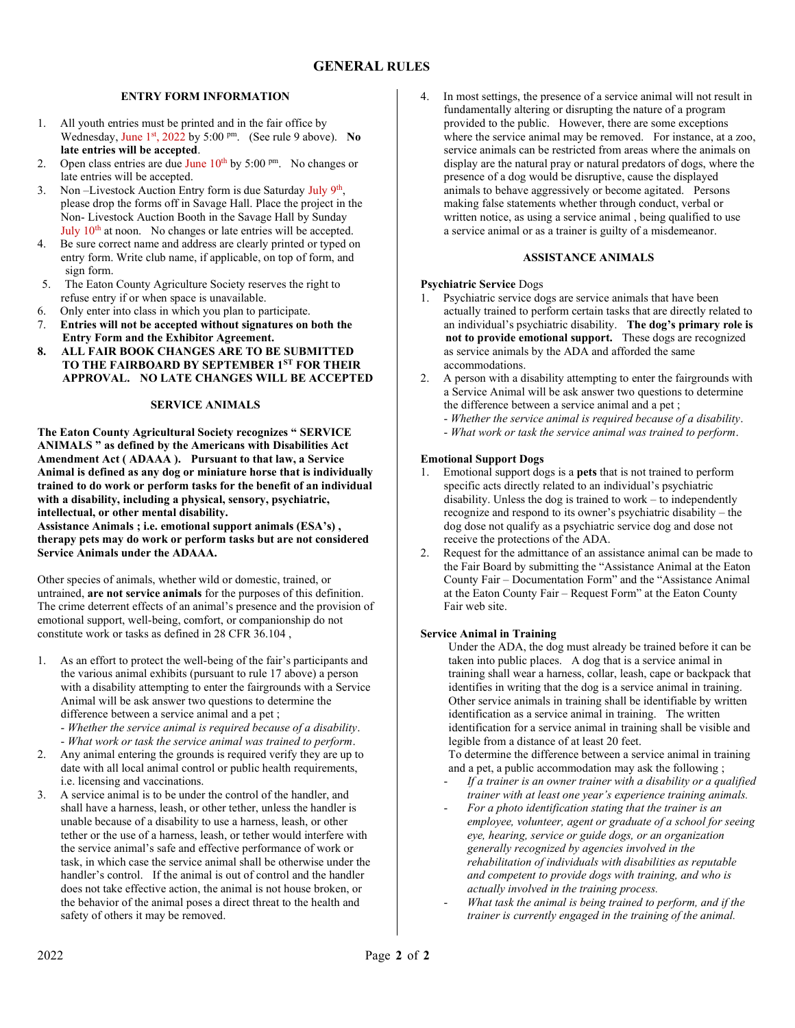# GENERAL RULES

### ENTRY FORM INFORMATION

1. All youth entries must be printed and in the fair office by Wednesday, June 1st, 2022 by 5:00 pm. (See rule 9 above). **No late entries will be accepted**.
2. Open class entries are due June 10th by 5:00 pm. No changes or late entries will be accepted.
3. Non –Livestock Auction Entry form is due Saturday July 9th, please drop the forms off in Savage Hall. Place the project in the Non- Livestock Auction Booth in the Savage Hall by Sunday July 10th at noon. No changes or late entries will be accepted.
4. Be sure correct name and address are clearly printed or typed on entry form. Write club name, if applicable, on top of form, and sign form.
5. The Eaton County Agriculture Society reserves the right to refuse entry if or when space is unavailable.
6. Only enter into class in which you plan to participate.
7. **Entries will not be accepted without signatures on both the Entry Form and the Exhibitor Agreement.**
8. **ALL FAIR BOOK CHANGES ARE TO BE SUBMITTED TO THE FAIRBOARD BY SEPTEMBER 1ST FOR THEIR APPROVAL. NO LATE CHANGES WILL BE ACCEPTED**

### SERVICE ANIMALS

**The Eaton County Agricultural Society recognizes " SERVICE ANIMALS " as defined by the Americans with Disabilities Act Amendment Act ( ADAAA ). Pursuant to that law, a Service Animal is defined as any dog or miniature horse that is individually trained to do work or perform tasks for the benefit of an individual with a disability, including a physical, sensory, psychiatric, intellectual, or other mental disability.**
**Assistance Animals ; i.e. emotional support animals (ESA's) , therapy pets may do work or perform tasks but are not considered Service Animals under the ADAAA.**

Other species of animals, whether wild or domestic, trained, or untrained, **are not service animals** for the purposes of this definition. The crime deterrent effects of an animal's presence and the provision of emotional support, well-being, comfort, or companionship do not constitute work or tasks as defined in 28 CFR 36.104 ,

1. As an effort to protect the well-being of the fair's participants and the various animal exhibits (pursuant to rule 17 above) a person with a disability attempting to enter the fairgrounds with a Service Animal will be ask answer two questions to determine the difference between a service animal and a pet ;
   - *Whether the service animal is required because of a disability*.
   - *What work or task the service animal was trained to perform*.
2. Any animal entering the grounds is required verify they are up to date with all local animal control or public health requirements, i.e. licensing and vaccinations.
3. A service animal is to be under the control of the handler, and shall have a harness, leash, or other tether, unless the handler is unable because of a disability to use a harness, leash, or other tether or the use of a harness, leash, or tether would interfere with the service animal's safe and effective performance of work or task, in which case the service animal shall be otherwise under the handler's control. If the animal is out of control and the handler does not take effective action, the animal is not house broken, or the behavior of the animal poses a direct threat to the health and safety of others it may be removed.
4. In most settings, the presence of a service animal will not result in fundamentally altering or disrupting the nature of a program provided to the public. However, there are some exceptions where the service animal may be removed. For instance, at a zoo, service animals can be restricted from areas where the animals on display are the natural pray or natural predators of dogs, where the presence of a dog would be disruptive, cause the displayed animals to behave aggressively or become agitated. Persons making false statements whether through conduct, verbal or written notice, as using a service animal , being qualified to use a service animal or as a trainer is guilty of a misdemeanor.

### ASSISTANCE ANIMALS

**Psychiatric Service** Dogs

1. Psychiatric service dogs are service animals that have been actually trained to perform certain tasks that are directly related to an individual's psychiatric disability. **The dog's primary role is not to provide emotional support.** These dogs are recognized as service animals by the ADA and afforded the same accommodations.
2. A person with a disability attempting to enter the fairgrounds with a Service Animal will be ask answer two questions to determine the difference between a service animal and a pet ;
   - *Whether the service animal is required because of a disability*.
   - *What work or task the service animal was trained to perform*.

**Emotional Support Dogs**

1. Emotional support dogs is a **pets** that is not trained to perform specific acts directly related to an individual's psychiatric disability. Unless the dog is trained to work – to independently recognize and respond to its owner's psychiatric disability – the dog dose not qualify as a psychiatric service dog and dose not receive the protections of the ADA.
2. Request for the admittance of an assistance animal can be made to the Fair Board by submitting the "Assistance Animal at the Eaton County Fair – Documentation Form" and the "Assistance Animal at the Eaton County Fair – Request Form" at the Eaton County Fair web site.

**Service Animal in Training**

Under the ADA, the dog must already be trained before it can be taken into public places. A dog that is a service animal in training shall wear a harness, collar, leash, cape or backpack that identifies in writing that the dog is a service animal in training. Other service animals in training shall be identifiable by written identification as a service animal in training. The written identification for a service animal in training shall be visible and legible from a distance of at least 20 feet.

To determine the difference between a service animal in training and a pet, a public accommodation may ask the following ;

- *If a trainer is an owner trainer with a disability or a qualified trainer with at least one year's experience training animals.*
- *For a photo identification stating that the trainer is an employee, volunteer, agent or graduate of a school for seeing eye, hearing, service or guide dogs, or an organization generally recognized by agencies involved in the rehabilitation of individuals with disabilities as reputable and competent to provide dogs with training, and who is actually involved in the training process.*
- *What task the animal is being trained to perform, and if the trainer is currently engaged in the training of the animal.*